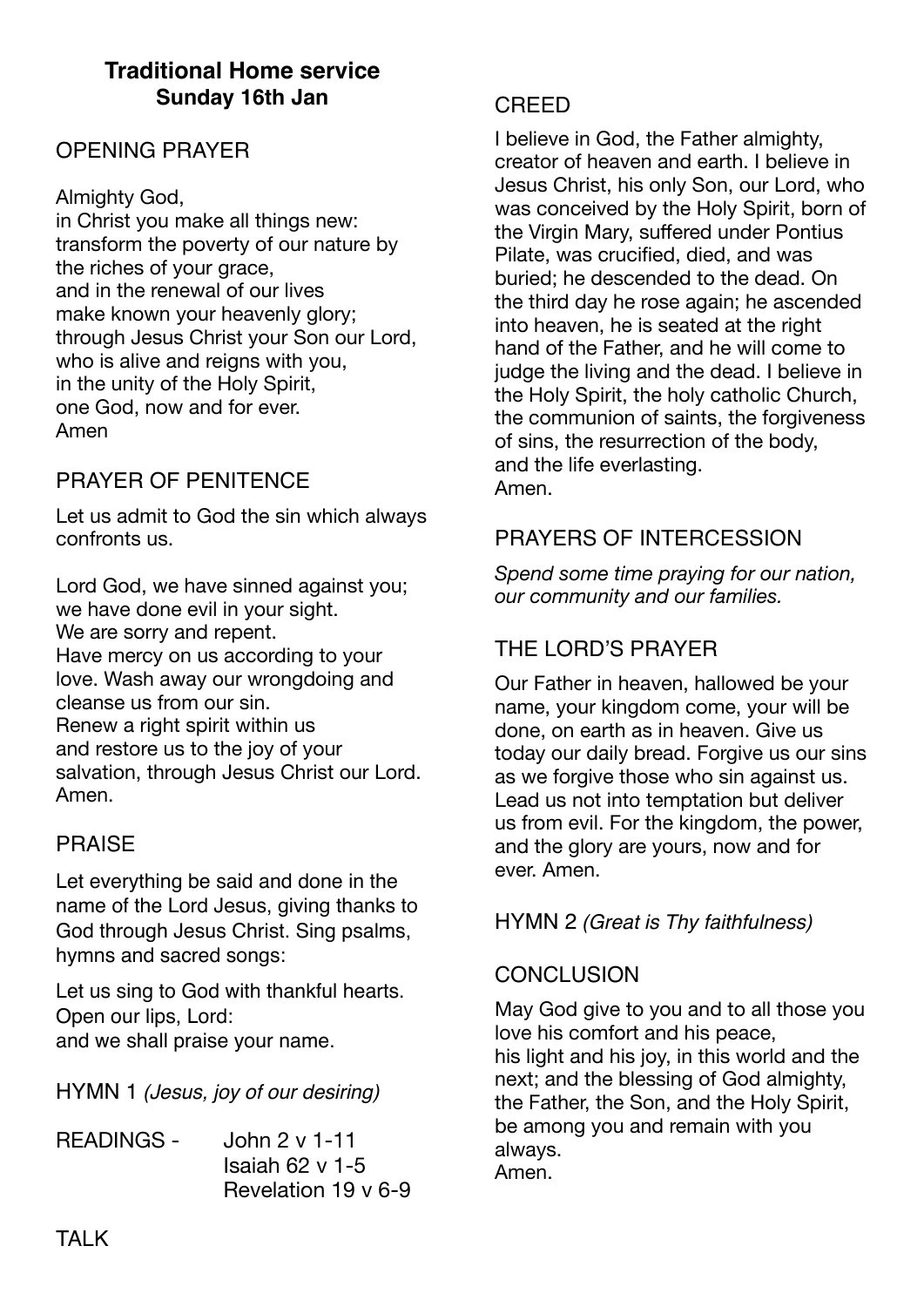# Traditional Home service

**Sunday 16th Jan**

## OPENING PRAYER

Almighty God,
in Christ you make all things new:
transform the poverty of our nature by the riches of your grace,
and in the renewal of our lives
make known your heavenly glory;
through Jesus Christ your Son our Lord,
who is alive and reigns with you,
in the unity of the Holy Spirit,
one God, now and for ever.
Amen

## PRAYER OF PENITENCE

Let us admit to God the sin which always confronts us.

Lord God, we have sinned against you;
we have done evil in your sight.
We are sorry and repent.
Have mercy on us according to your love. Wash away our wrongdoing and cleanse us from our sin.
Renew a right spirit within us
and restore us to the joy of your salvation, through Jesus Christ our Lord.
Amen.

## PRAISE

Let everything be said and done in the name of the Lord Jesus, giving thanks to God through Jesus Christ. Sing psalms, hymns and sacred songs:

Let us sing to God with thankful hearts.
Open our lips, Lord:
and we shall praise your name.

HYMN 1 *(Jesus, joy of our desiring)*

READINGS - John 2 v 1-11
Isaiah 62 v 1-5
Revelation 19 v 6-9

## TALK

## CREED

I believe in God, the Father almighty, creator of heaven and earth. I believe in Jesus Christ, his only Son, our Lord, who was conceived by the Holy Spirit, born of the Virgin Mary, suffered under Pontius Pilate, was crucified, died, and was buried; he descended to the dead. On the third day he rose again; he ascended into heaven, he is seated at the right hand of the Father, and he will come to judge the living and the dead. I believe in the Holy Spirit, the holy catholic Church, the communion of saints, the forgiveness of sins, the resurrection of the body, and the life everlasting.
Amen.

## PRAYERS OF INTERCESSION

*Spend some time praying for our nation, our community and our families.*

## THE LORD'S PRAYER

Our Father in heaven, hallowed be your name, your kingdom come, your will be done, on earth as in heaven. Give us today our daily bread. Forgive us our sins as we forgive those who sin against us. Lead us not into temptation but deliver us from evil. For the kingdom, the power, and the glory are yours, now and for ever. Amen.

HYMN 2 *(Great is Thy faithfulness)*

## CONCLUSION

May God give to you and to all those you love his comfort and his peace,
his light and his joy, in this world and the next; and the blessing of God almighty, the Father, the Son, and the Holy Spirit, be among you and remain with you always.
Amen.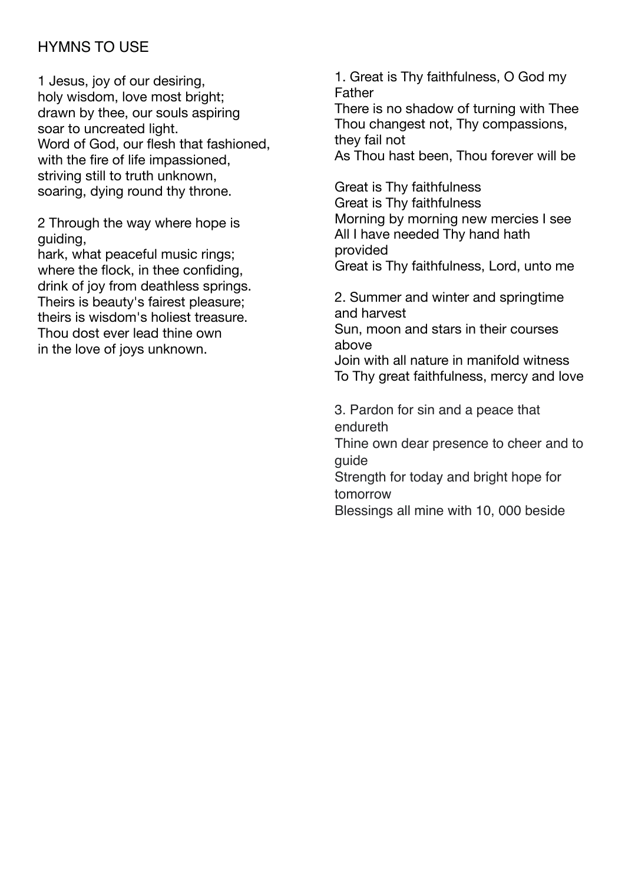HYMNS TO USE

1 Jesus, joy of our desiring,
holy wisdom, love most bright;
drawn by thee, our souls aspiring
soar to uncreated light.
Word of God, our flesh that fashioned,
with the fire of life impassioned,
striving still to truth unknown,
soaring, dying round thy throne.

2 Through the way where hope is guiding,
hark, what peaceful music rings;
where the flock, in thee confiding,
drink of joy from deathless springs.
Theirs is beauty's fairest pleasure;
theirs is wisdom's holiest treasure.
Thou dost ever lead thine own
in the love of joys unknown.

1. Great is Thy faithfulness, O God my Father
There is no shadow of turning with Thee
Thou changest not, Thy compassions, they fail not
As Thou hast been, Thou forever will be

Great is Thy faithfulness
Great is Thy faithfulness
Morning by morning new mercies I see
All I have needed Thy hand hath provided
Great is Thy faithfulness, Lord, unto me

2. Summer and winter and springtime and harvest
Sun, moon and stars in their courses above
Join with all nature in manifold witness
To Thy great faithfulness, mercy and love

3. Pardon for sin and a peace that endureth
Thine own dear presence to cheer and to guide
Strength for today and bright hope for tomorrow
Blessings all mine with 10, 000 beside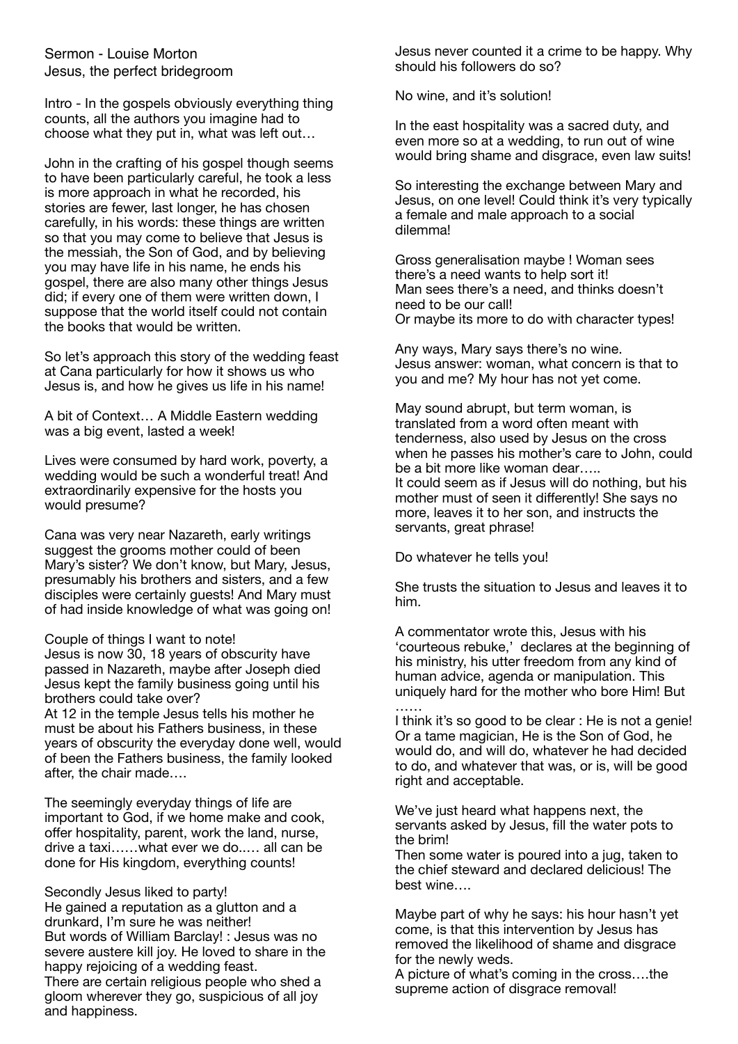Sermon - Louise Morton
Jesus, the perfect bridegroom

Intro - In the gospels obviously everything thing counts, all the authors you imagine had to choose what they put in, what was left out…

John in the crafting of his gospel though seems to have been particularly careful, he took a less is more approach in what he recorded, his stories are fewer, last longer, he has chosen carefully, in his words: these things are written so that you may come to believe that Jesus is the messiah, the Son of God, and by believing you may have life in his name, he ends his gospel, there are also many other things Jesus did; if every one of them were written down, I suppose that the world itself could not contain the books that would be written.

So let's approach this story of the wedding feast at Cana particularly for how it shows us who Jesus is, and how he gives us life in his name!

A bit of Context… A Middle Eastern wedding was a big event, lasted a week!

Lives were consumed by hard work, poverty, a wedding would be such a wonderful treat! And extraordinarily expensive for the hosts you would presume?

Cana was very near Nazareth, early writings suggest the grooms mother could of been Mary's sister? We don't know, but Mary, Jesus, presumably his brothers and sisters, and a few disciples were certainly guests! And Mary must of had inside knowledge of what was going on!

Couple of things I want to note!
Jesus is now 30, 18 years of obscurity have passed in Nazareth, maybe after Joseph died Jesus kept the family business going until his brothers could take over?
At 12 in the temple Jesus tells his mother he must be about his Fathers business, in these years of obscurity the everyday done well, would of been the Fathers business, the family looked after, the chair made….

The seemingly everyday things of life are important to God, if we home make and cook, offer hospitality, parent, work the land, nurse, drive a taxi……what ever we do..… all can be done for His kingdom, everything counts!

Secondly Jesus liked to party!
He gained a reputation as a glutton and a drunkard, I'm sure he was neither!
But words of William Barclay! : Jesus was no severe austere kill joy. He loved to share in the happy rejoicing of a wedding feast.
There are certain religious people who shed a gloom wherever they go, suspicious of all joy and happiness.

Jesus never counted it a crime to be happy. Why should his followers do so?

No wine, and it's solution!

In the east hospitality was a sacred duty, and even more so at a wedding, to run out of wine would bring shame and disgrace, even law suits!

So interesting the exchange between Mary and Jesus, on one level! Could think it's very typically a female and male approach to a social dilemma!

Gross generalisation maybe ! Woman sees there's a need wants to help sort it!
Man sees there's a need, and thinks doesn't need to be our call!
Or maybe its more to do with character types!

Any ways, Mary says there's no wine.
Jesus answer: woman, what concern is that to you and me? My hour has not yet come.

May sound abrupt, but term woman, is translated from a word often meant with tenderness, also used by Jesus on the cross when he passes his mother's care to John, could be a bit more like woman dear…..
It could seem as if Jesus will do nothing, but his mother must of seen it differently! She says no more, leaves it to her son, and instructs the servants, great phrase!

Do whatever he tells you!

She trusts the situation to Jesus and leaves it to him.

A commentator wrote this, Jesus with his 'courteous rebuke,' declares at the beginning of his ministry, his utter freedom from any kind of human advice, agenda or manipulation. This uniquely hard for the mother who bore Him! But ……
I think it's so good to be clear : He is not a genie! Or a tame magician, He is the Son of God, he would do, and will do, whatever he had decided to do, and whatever that was, or is, will be good right and acceptable.

We've just heard what happens next, the servants asked by Jesus, fill the water pots to the brim!
Then some water is poured into a jug, taken to the chief steward and declared delicious! The best wine….

Maybe part of why he says: his hour hasn't yet come, is that this intervention by Jesus has removed the likelihood of shame and disgrace for the newly weds.
A picture of what's coming in the cross….the supreme action of disgrace removal!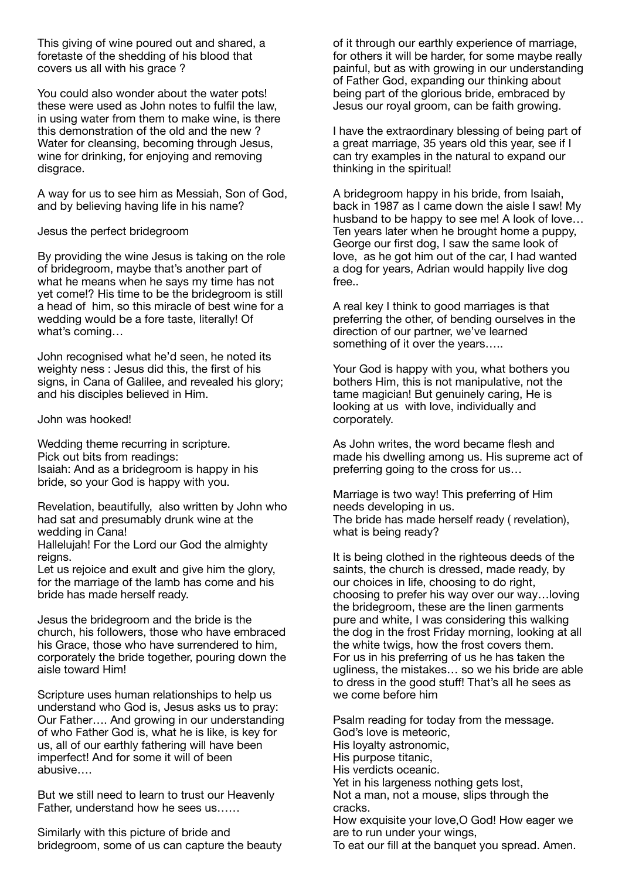This giving of wine poured out and shared, a foretaste of the shedding of his blood that covers us all with his grace ?

You could also wonder about the water pots! these were used as John notes to fulfil the law, in using water from them to make wine, is there this demonstration of the old and the new ? Water for cleansing, becoming through Jesus, wine for drinking, for enjoying and removing disgrace.

A way for us to see him as Messiah, Son of God, and by believing having life in his name?

Jesus the perfect bridegroom

By providing the wine Jesus is taking on the role of bridegroom, maybe that's another part of what he means when he says my time has not yet come!? His time to be the bridegroom is still a head of him, so this miracle of best wine for a wedding would be a fore taste, literally! Of what's coming…

John recognised what he'd seen, he noted its weighty ness : Jesus did this, the first of his signs, in Cana of Galilee, and revealed his glory; and his disciples believed in Him.

John was hooked!

Wedding theme recurring in scripture.
Pick out bits from readings:
Isaiah: And as a bridegroom is happy in his bride, so your God is happy with you.

Revelation, beautifully, also written by John who had sat and presumably drunk wine at the wedding in Cana!
Hallelujah! For the Lord our God the almighty reigns.
Let us rejoice and exult and give him the glory, for the marriage of the lamb has come and his bride has made herself ready.

Jesus the bridegroom and the bride is the church, his followers, those who have embraced his Grace, those who have surrendered to him, corporately the bride together, pouring down the aisle toward Him!

Scripture uses human relationships to help us understand who God is, Jesus asks us to pray: Our Father…. And growing in our understanding of who Father God is, what he is like, is key for us, all of our earthly fathering will have been imperfect! And for some it will of been abusive….

But we still need to learn to trust our Heavenly Father, understand how he sees us……

Similarly with this picture of bride and bridegroom, some of us can capture the beauty of it through our earthly experience of marriage, for others it will be harder, for some maybe really painful, but as with growing in our understanding of Father God, expanding our thinking about being part of the glorious bride, embraced by Jesus our royal groom, can be faith growing.

I have the extraordinary blessing of being part of a great marriage, 35 years old this year, see if I can try examples in the natural to expand our thinking in the spiritual!

A bridegroom happy in his bride, from Isaiah, back in 1987 as I came down the aisle I saw! My husband to be happy to see me! A look of love… Ten years later when he brought home a puppy, George our first dog, I saw the same look of love, as he got him out of the car, I had wanted a dog for years, Adrian would happily live dog free..

A real key I think to good marriages is that preferring the other, of bending ourselves in the direction of our partner, we've learned something of it over the years…..

Your God is happy with you, what bothers you bothers Him, this is not manipulative, not the tame magician! But genuinely caring, He is looking at us with love, individually and corporately.

As John writes, the word became flesh and made his dwelling among us. His supreme act of preferring going to the cross for us…

Marriage is two way! This preferring of Him needs developing in us.
The bride has made herself ready ( revelation), what is being ready?

It is being clothed in the righteous deeds of the saints, the church is dressed, made ready, by our choices in life, choosing to do right, choosing to prefer his way over our way…loving the bridegroom, these are the linen garments pure and white, I was considering this walking the dog in the frost Friday morning, looking at all the white twigs, how the frost covers them.
For us in his preferring of us he has taken the ugliness, the mistakes… so we his bride are able to dress in the good stuff! That's all he sees as we come before him

Psalm reading for today from the message.
God's love is meteoric,
His loyalty astronomic,
His purpose titanic,
His verdicts oceanic.
Yet in his largeness nothing gets lost,
Not a man, not a mouse, slips through the cracks.
How exquisite your love,O God! How eager we are to run under your wings,
To eat our fill at the banquet you spread. Amen.